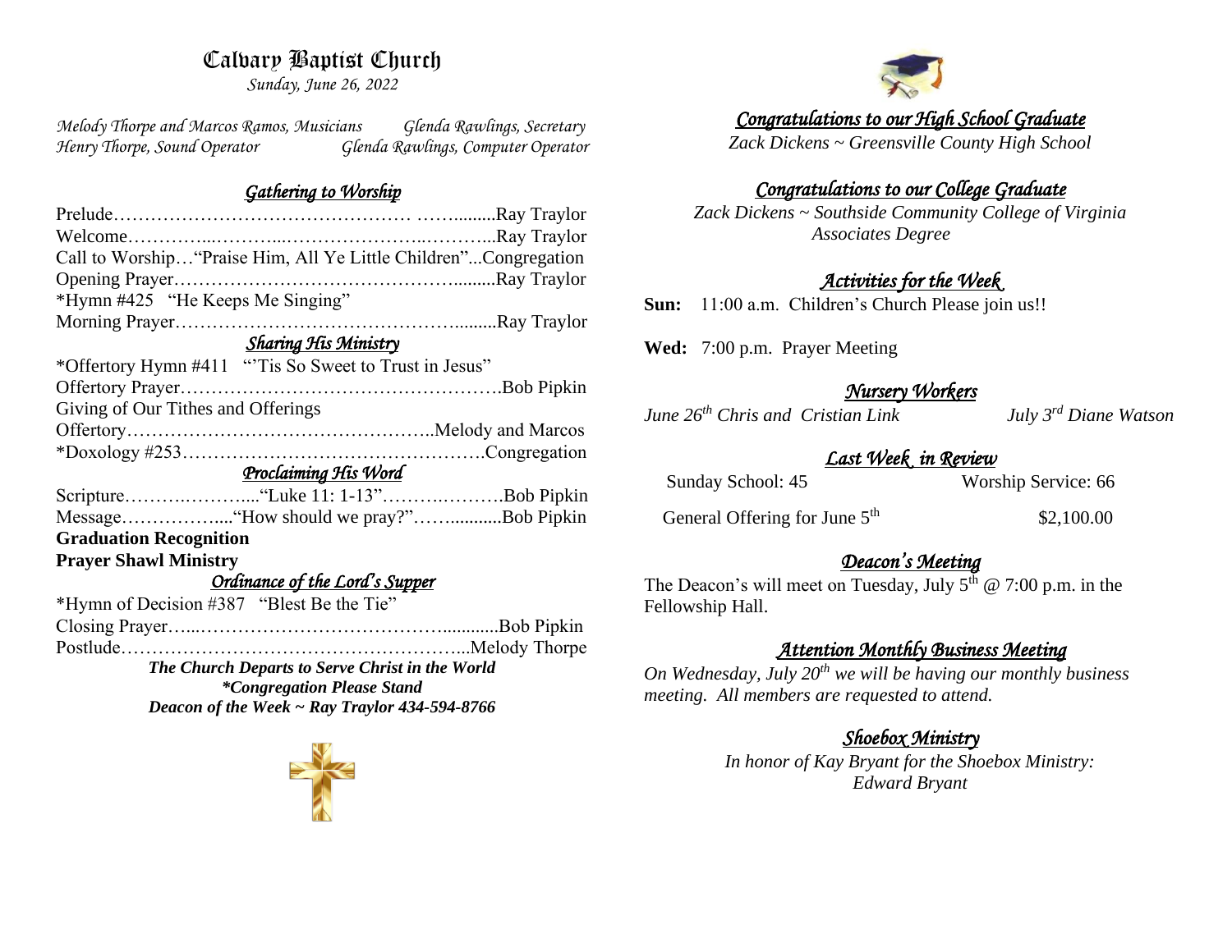# Calvary Baptist Church

*Sunday, June 26, 2022*

*Melody Thorpe and Marcos Ramos, Musicians* *Glenda Rawlings, Secretary*
*Henry Thorpe, Sound Operator* *Glenda Rawlings, Computer Operator*

## *Gathering to Worship*

Prelude……………………………………… ……........Ray Traylor
Welcome…………...………...………………...………...Ray Traylor
Call to Worship…"Praise Him, All Ye Little Children"...Congregation
Opening Prayer……………………………………….........Ray Traylor
*Hymn #425 "He Keeps Me Singing"
Morning Prayer……………………………………….........Ray Traylor

## *Sharing His Ministry*

*Offertory Hymn #411 "'Tis So Sweet to Trust in Jesus"
Offertory Prayer…………………………………………….Bob Pipkin
Giving of Our Tithes and Offerings
Offertory…………………………………………..Melody and Marcos
*Doxology #253………………………………………….Congregation

## *Proclaiming His Word*

Scripture……….……….....“Luke 11: 1-13”…….….……….Bob Pipkin
Message……………....“How should we pray?”…….........Bob Pipkin

**Graduation Recognition**

**Prayer Shawl Ministry**

## *Ordinance of the Lord's Supper*

*Hymn of Decision #387 "Blest Be the Tie"
Closing Prayer…...…………………………………............Bob Pipkin
Postlude……………………………………………...Melody Thorpe

***The Church Departs to Serve Christ in the World***
****Congregation Please Stand***
***Deacon of the Week ~ Ray Traylor 434-594-8766***

## *Congratulations to our High School Graduate*

*Zack Dickens ~ Greensville County High School*

## *Congratulations to our College Graduate*

*Zack Dickens ~ Southside Community College of Virginia*
*Associates Degree*

## *Activities for the Week*

**Sun:** 11:00 a.m. Children's Church Please join us!!

**Wed:** 7:00 p.m. Prayer Meeting

## *Nursery Workers*

*June 26th Chris and Cristian Link* *July 3rd Diane Watson*

## *Last Week in Review*

Sunday School: 45 Worship Service: 66

General Offering for June 5th $2,100.00

## *Deacon's Meeting*

The Deacon's will meet on Tuesday, July 5th @ 7:00 p.m. in the Fellowship Hall.

## *Attention Monthly Business Meeting*

*On Wednesday, July 20th we will be having our monthly business meeting. All members are requested to attend.*

## *Shoebox Ministry*

*In honor of Kay Bryant for the Shoebox Ministry:*
*Edward Bryant*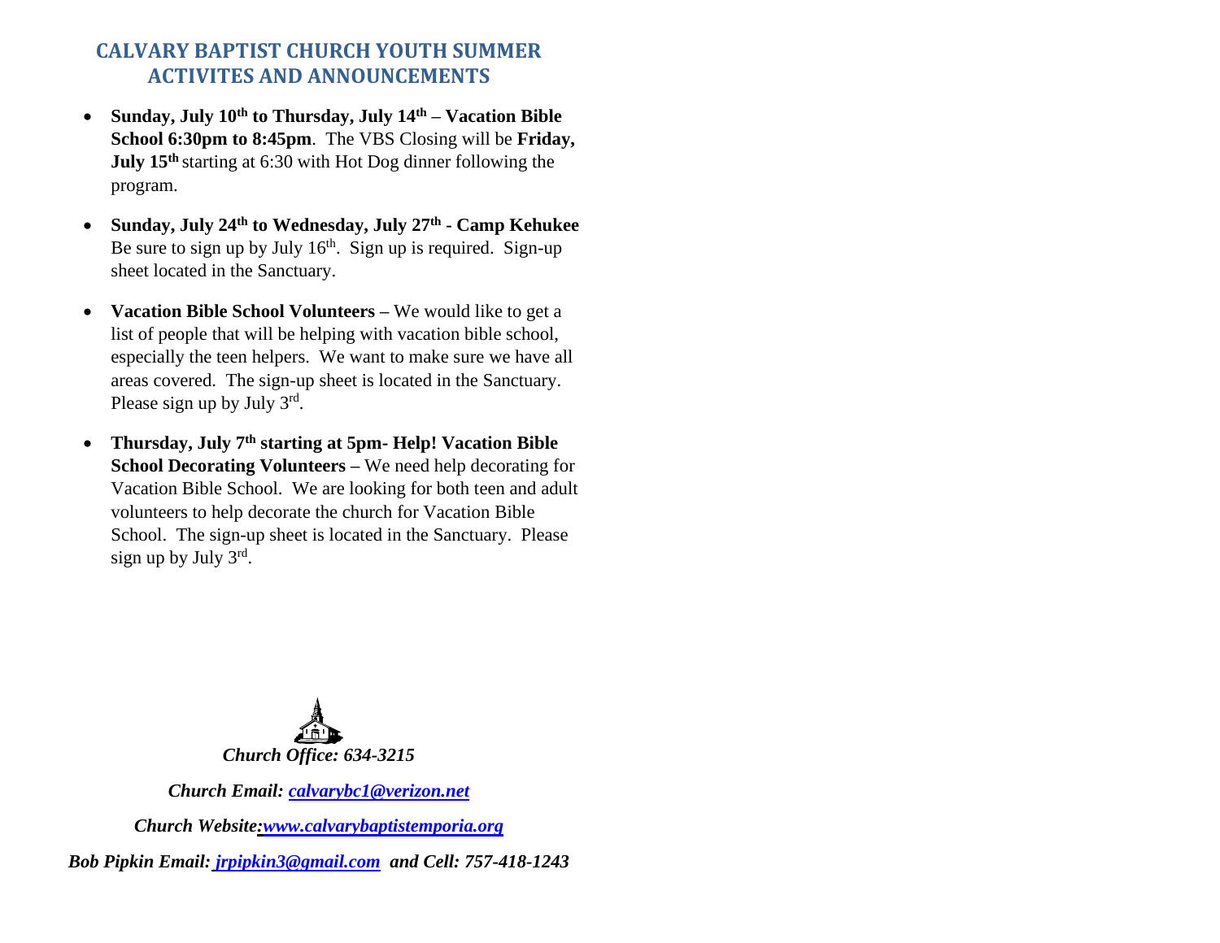## CALVARY BAPTIST CHURCH YOUTH SUMMER ACTIVITES AND ANNOUNCEMENTS

- **Sunday, July 10th to Thursday, July 14th – Vacation Bible School 6:30pm to 8:45pm**. The VBS Closing will be **Friday, July 15th** starting at 6:30 with Hot Dog dinner following the program.
- **Sunday, July 24th to Wednesday, July 27th - Camp Kehukee** Be sure to sign up by July 16th. Sign up is required. Sign-up sheet located in the Sanctuary.
- **Vacation Bible School Volunteers** – We would like to get a list of people that will be helping with vacation bible school, especially the teen helpers. We want to make sure we have all areas covered. The sign-up sheet is located in the Sanctuary. Please sign up by July 3rd.
- **Thursday, July 7th starting at 5pm- Help! Vacation Bible School Decorating Volunteers** – We need help decorating for Vacation Bible School. We are looking for both teen and adult volunteers to help decorate the church for Vacation Bible School. The sign-up sheet is located in the Sanctuary. Please sign up by July 3rd.

***Church Office: 634-3215***

***Church Email: calvarybc1@verizon.net***

***Church Website:www.calvarybaptistemporia.org***

***Bob Pipkin Email: jrpipkin3@gmail.com and Cell: 757-418-1243***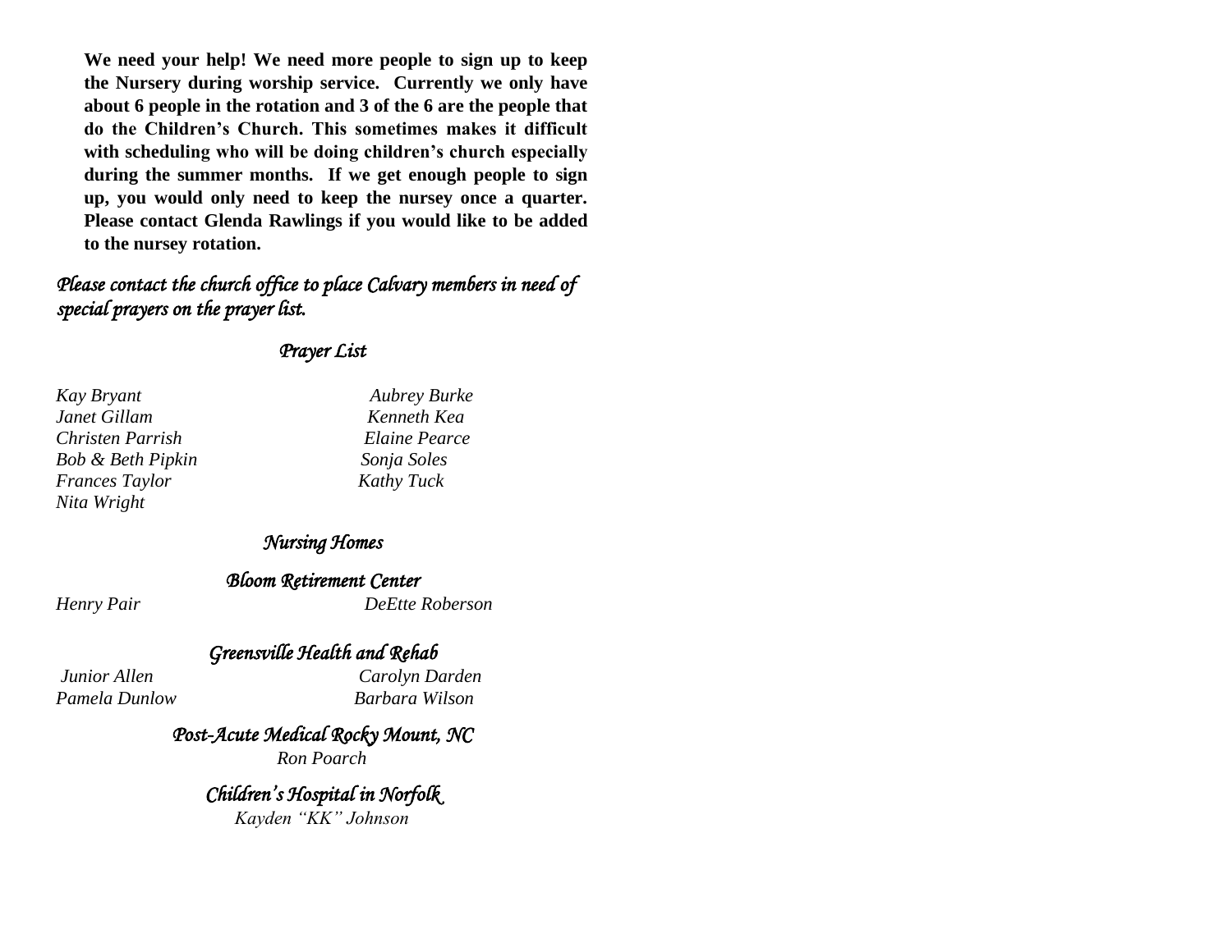**We need your help! We need more people to sign up to keep the Nursery during worship service. Currently we only have about 6 people in the rotation and 3 of the 6 are the people that do the Children's Church. This sometimes makes it difficult with scheduling who will be doing children's church especially during the summer months. If we get enough people to sign up, you would only need to keep the nursey once a quarter. Please contact Glenda Rawlings if you would like to be added to the nursey rotation.**

*Please contact the church office to place Calvary members in need of special prayers on the prayer list.*

## *Prayer List*

*Kay Bryant*
*Aubrey Burke*
*Janet Gillam*
*Kenneth Kea*
*Christen Parrish*
*Elaine Pearce*
*Bob & Beth Pipkin*
*Sonja Soles*
*Frances Taylor*
*Kathy Tuck*
*Nita Wright*

## *Nursing Homes*

### *Bloom Retirement Center*

*Henry Pair*
*DeEtte Roberson*

### *Greensville Health and Rehab*

*Junior Allen*
*Carolyn Darden*
*Pamela Dunlow*
*Barbara Wilson*

### *Post-Acute Medical Rocky Mount, NC*

*Ron Poarch*

### *Children's Hospital in Norfolk*

*Kayden "KK" Johnson*